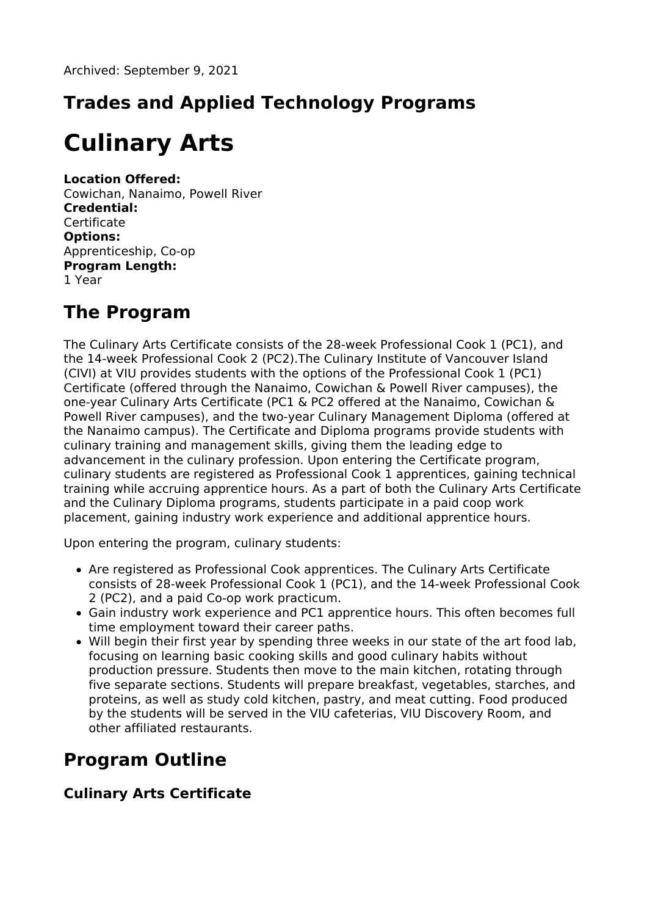Archived: September 9, 2021

## Trades and Applied Technology Programs

# Culinary Arts

**Location Offered:**
Cowichan, Nanaimo, Powell River
**Credential:**
Certificate
**Options:**
Apprenticeship, Co-op
**Program Length:**
1 Year

## The Program

The Culinary Arts Certificate consists of the 28-week Professional Cook 1 (PC1), and the 14-week Professional Cook 2 (PC2).The Culinary Institute of Vancouver Island (CIVI) at VIU provides students with the options of the Professional Cook 1 (PC1) Certificate (offered through the Nanaimo, Cowichan & Powell River campuses), the one-year Culinary Arts Certificate (PC1 & PC2 offered at the Nanaimo, Cowichan & Powell River campuses), and the two-year Culinary Management Diploma (offered at the Nanaimo campus). The Certificate and Diploma programs provide students with culinary training and management skills, giving them the leading edge to advancement in the culinary profession. Upon entering the Certificate program, culinary students are registered as Professional Cook 1 apprentices, gaining technical training while accruing apprentice hours. As a part of both the Culinary Arts Certificate and the Culinary Diploma programs, students participate in a paid coop work placement, gaining industry work experience and additional apprentice hours.

Upon entering the program, culinary students:

- Are registered as Professional Cook apprentices. The Culinary Arts Certificate consists of 28-week Professional Cook 1 (PC1), and the 14-week Professional Cook 2 (PC2), and a paid Co-op work practicum.
- Gain industry work experience and PC1 apprentice hours. This often becomes full time employment toward their career paths.
- Will begin their first year by spending three weeks in our state of the art food lab, focusing on learning basic cooking skills and good culinary habits without production pressure. Students then move to the main kitchen, rotating through five separate sections. Students will prepare breakfast, vegetables, starches, and proteins, as well as study cold kitchen, pastry, and meat cutting. Food produced by the students will be served in the VIU cafeterias, VIU Discovery Room, and other affiliated restaurants.

## Program Outline

### Culinary Arts Certificate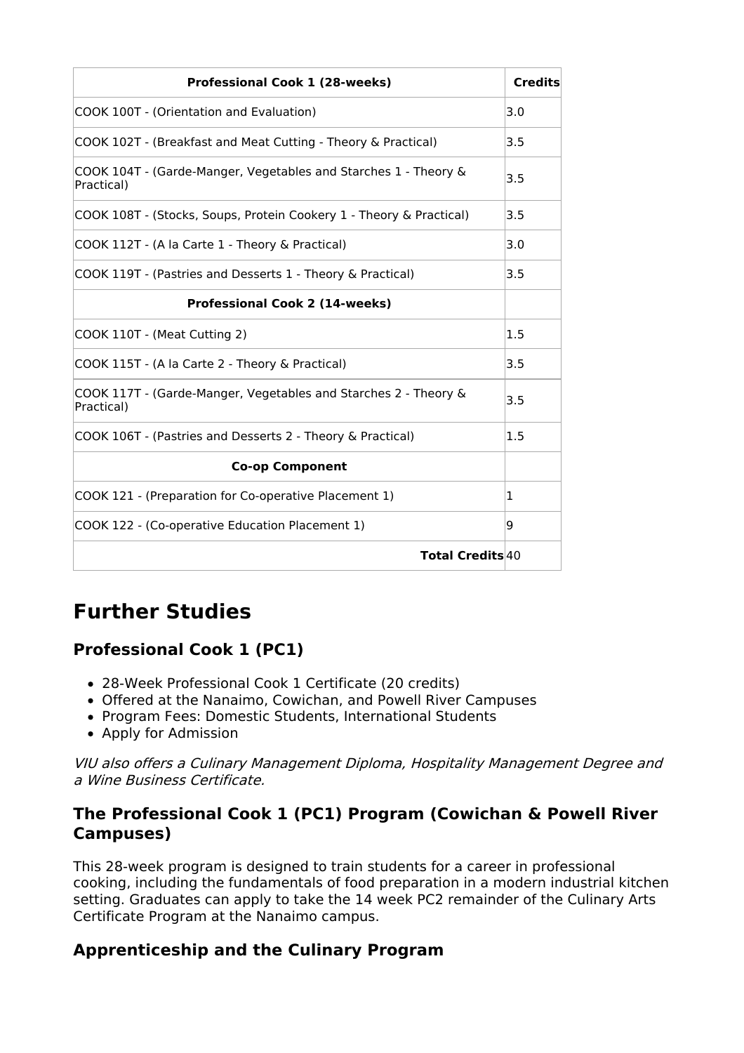| Professional Cook 1 (28-weeks) | Credits |
|---|---|
| COOK 100T - (Orientation and Evaluation) | 3.0 |
| COOK 102T - (Breakfast and Meat Cutting - Theory & Practical) | 3.5 |
| COOK 104T - (Garde-Manger, Vegetables and Starches 1 - Theory & Practical) | 3.5 |
| COOK 108T - (Stocks, Soups, Protein Cookery 1 - Theory & Practical) | 3.5 |
| COOK 112T - (A la Carte 1 - Theory & Practical) | 3.0 |
| COOK 119T - (Pastries and Desserts 1 - Theory & Practical) | 3.5 |
| **Professional Cook 2 (14-weeks)** | |
| COOK 110T - (Meat Cutting 2) | 1.5 |
| COOK 115T - (A la Carte 2 - Theory & Practical) | 3.5 |
| COOK 117T - (Garde-Manger, Vegetables and Starches 2 - Theory & Practical) | 3.5 |
| COOK 106T - (Pastries and Desserts 2 - Theory & Practical) | 1.5 |
| **Co-op Component** | |
| COOK 121 - (Preparation for Co-operative Placement 1) | 1 |
| COOK 122 - (Co-operative Education Placement 1) | 9 |
| **Total Credits** | 40 |

# Further Studies

## Professional Cook 1 (PC1)

- 28-Week Professional Cook 1 Certificate (20 credits)
- Offered at the Nanaimo, Cowichan, and Powell River Campuses
- Program Fees: Domestic Students, International Students
- Apply for Admission

*VIU also offers a Culinary Management Diploma, Hospitality Management Degree and a Wine Business Certificate.*

## The Professional Cook 1 (PC1) Program (Cowichan & Powell River Campuses)

This 28-week program is designed to train students for a career in professional cooking, including the fundamentals of food preparation in a modern industrial kitchen setting. Graduates can apply to take the 14 week PC2 remainder of the Culinary Arts Certificate Program at the Nanaimo campus.

## Apprenticeship and the Culinary Program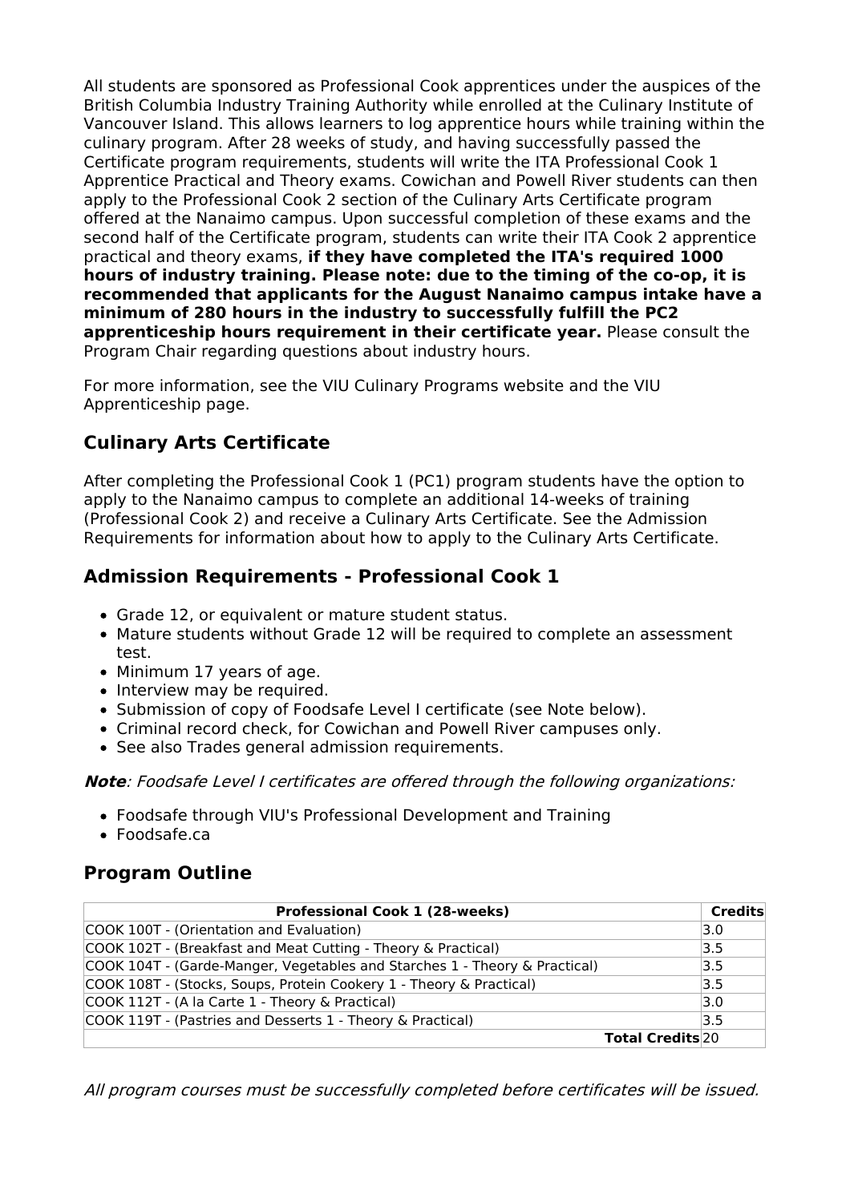All students are sponsored as Professional Cook apprentices under the auspices of the British Columbia Industry Training Authority while enrolled at the Culinary Institute of Vancouver Island. This allows learners to log apprentice hours while training within the culinary program. After 28 weeks of study, and having successfully passed the Certificate program requirements, students will write the ITA Professional Cook 1 Apprentice Practical and Theory exams. Cowichan and Powell River students can then apply to the Professional Cook 2 section of the Culinary Arts Certificate program offered at the Nanaimo campus. Upon successful completion of these exams and the second half of the Certificate program, students can write their ITA Cook 2 apprentice practical and theory exams, **if they have completed the ITA's required 1000 hours of industry training. Please note: due to the timing of the co-op, it is recommended that applicants for the August Nanaimo campus intake have a minimum of 280 hours in the industry to successfully fulfill the PC2 apprenticeship hours requirement in their certificate year.** Please consult the Program Chair regarding questions about industry hours.

For more information, see the VIU Culinary Programs website and the VIU Apprenticeship page.

## Culinary Arts Certificate

After completing the Professional Cook 1 (PC1) program students have the option to apply to the Nanaimo campus to complete an additional 14-weeks of training (Professional Cook 2) and receive a Culinary Arts Certificate. See the Admission Requirements for information about how to apply to the Culinary Arts Certificate.

## Admission Requirements - Professional Cook 1

- Grade 12, or equivalent or mature student status.
- Mature students without Grade 12 will be required to complete an assessment test.
- Minimum 17 years of age.
- Interview may be required.
- Submission of copy of Foodsafe Level I certificate (see Note below).
- Criminal record check, for Cowichan and Powell River campuses only.
- See also Trades general admission requirements.

***Note**: Foodsafe Level I certificates are offered through the following organizations:*

- Foodsafe through VIU's Professional Development and Training
- Foodsafe.ca

## Program Outline

| Professional Cook 1 (28-weeks) | Credits |
|---|---|
| COOK 100T - (Orientation and Evaluation) | 3.0 |
| COOK 102T - (Breakfast and Meat Cutting - Theory & Practical) | 3.5 |
| COOK 104T - (Garde-Manger, Vegetables and Starches 1 - Theory & Practical) | 3.5 |
| COOK 108T - (Stocks, Soups, Protein Cookery 1 - Theory & Practical) | 3.5 |
| COOK 112T - (A la Carte 1 - Theory & Practical) | 3.0 |
| COOK 119T - (Pastries and Desserts 1 - Theory & Practical) | 3.5 |
| **Total Credits** | 20 |

*All program courses must be successfully completed before certificates will be issued.*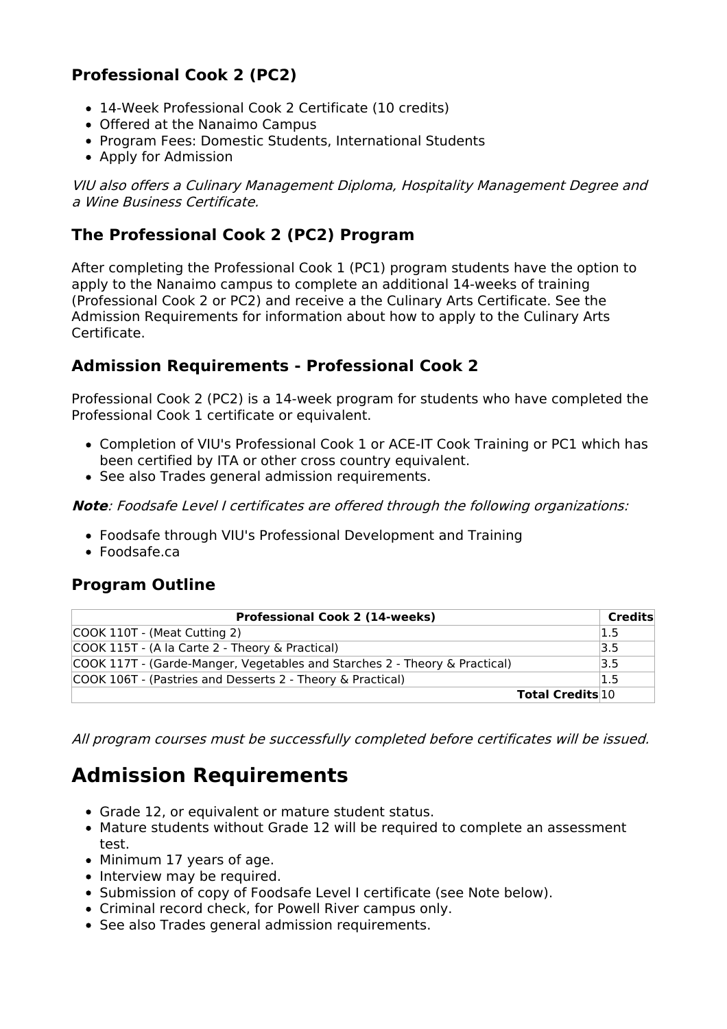### Professional Cook 2 (PC2)

- 14-Week Professional Cook 2 Certificate (10 credits)
- Offered at the Nanaimo Campus
- Program Fees: Domestic Students, International Students
- Apply for Admission

*VIU also offers a Culinary Management Diploma, Hospitality Management Degree and a Wine Business Certificate.*

### The Professional Cook 2 (PC2) Program

After completing the Professional Cook 1 (PC1) program students have the option to apply to the Nanaimo campus to complete an additional 14-weeks of training (Professional Cook 2 or PC2) and receive a the Culinary Arts Certificate. See the Admission Requirements for information about how to apply to the Culinary Arts Certificate.

### Admission Requirements - Professional Cook 2

Professional Cook 2 (PC2) is a 14-week program for students who have completed the Professional Cook 1 certificate or equivalent.

- Completion of VIU's Professional Cook 1 or ACE-IT Cook Training or PC1 which has been certified by ITA or other cross country equivalent.
- See also Trades general admission requirements.

***Note****: Foodsafe Level I certificates are offered through the following organizations:*

- Foodsafe through VIU's Professional Development and Training
- Foodsafe.ca

### Program Outline

| Professional Cook 2 (14-weeks) | Credits |
|---|---|
| COOK 110T - (Meat Cutting 2) | 1.5 |
| COOK 115T - (A la Carte 2 - Theory & Practical) | 3.5 |
| COOK 117T - (Garde-Manger, Vegetables and Starches 2 - Theory & Practical) | 3.5 |
| COOK 106T - (Pastries and Desserts 2 - Theory & Practical) | 1.5 |
| **Total Credits** | 10 |

*All program courses must be successfully completed before certificates will be issued.*

# Admission Requirements

- Grade 12, or equivalent or mature student status.
- Mature students without Grade 12 will be required to complete an assessment test.
- Minimum 17 years of age.
- Interview may be required.
- Submission of copy of Foodsafe Level I certificate (see Note below).
- Criminal record check, for Powell River campus only.
- See also Trades general admission requirements.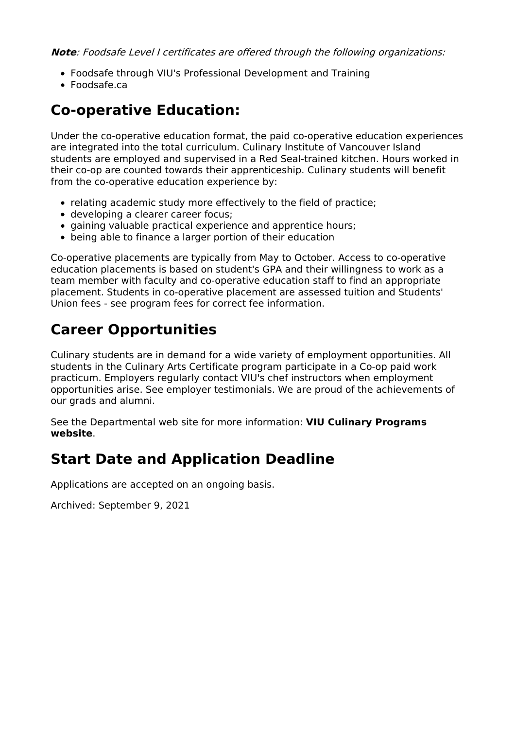***Note****: Foodsafe Level I certificates are offered through the following organizations:*

- Foodsafe through VIU's Professional Development and Training
- Foodsafe.ca

## Co-operative Education:

Under the co-operative education format, the paid co-operative education experiences are integrated into the total curriculum. Culinary Institute of Vancouver Island students are employed and supervised in a Red Seal-trained kitchen. Hours worked in their co-op are counted towards their apprenticeship. Culinary students will benefit from the co-operative education experience by:

- relating academic study more effectively to the field of practice;
- developing a clearer career focus;
- gaining valuable practical experience and apprentice hours;
- being able to finance a larger portion of their education

Co-operative placements are typically from May to October. Access to co-operative education placements is based on student's GPA and their willingness to work as a team member with faculty and co-operative education staff to find an appropriate placement. Students in co-operative placement are assessed tuition and Students' Union fees - see program fees for correct fee information.

## Career Opportunities

Culinary students are in demand for a wide variety of employment opportunities. All students in the Culinary Arts Certificate program participate in a Co-op paid work practicum. Employers regularly contact VIU's chef instructors when employment opportunities arise. See employer testimonials. We are proud of the achievements of our grads and alumni.

See the Departmental web site for more information: **VIU Culinary Programs website**.

## Start Date and Application Deadline

Applications are accepted on an ongoing basis.

Archived: September 9, 2021